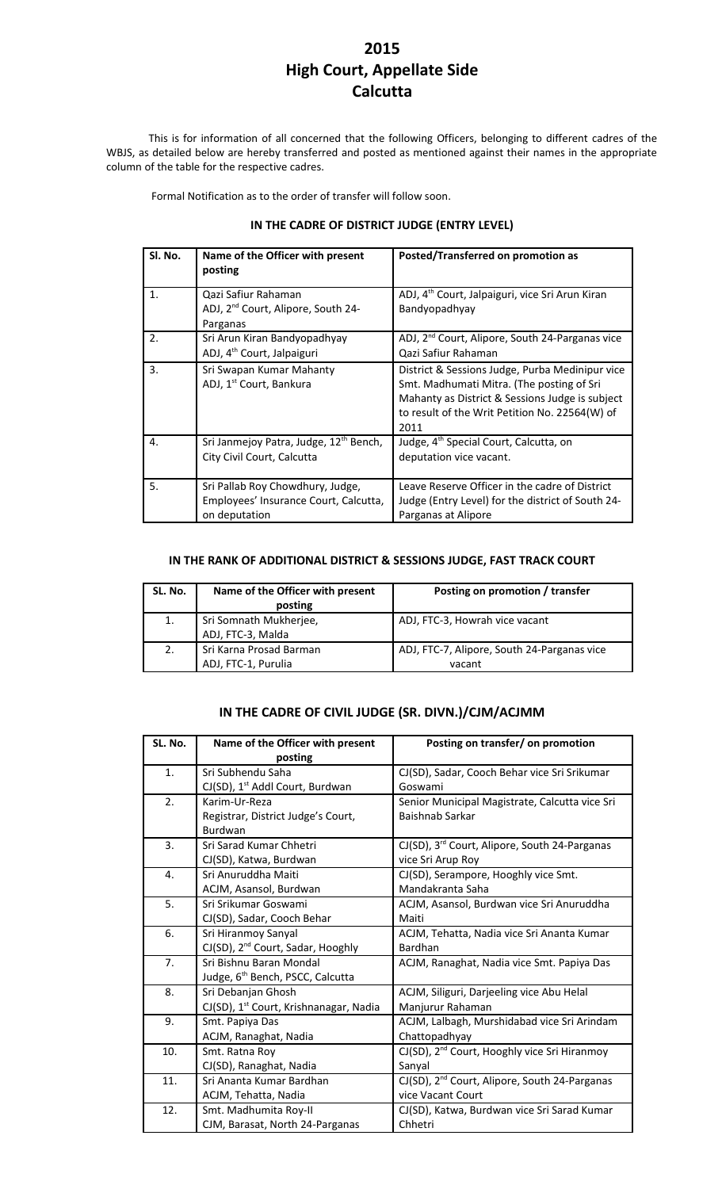# 2015
# High Court, Appellate Side
# Calcutta

This is for information of all concerned that the following Officers, belonging to different cadres of the WBJS, as detailed below are hereby transferred and posted as mentioned against their names in the appropriate column of the table for the respective cadres.

Formal Notification as to the order of transfer will follow soon.

### IN THE CADRE OF DISTRICT JUDGE (ENTRY LEVEL)

| Sl. No. | Name of the Officer with present posting | Posted/Transferred on promotion as |
|---|---|---|
| 1. | Qazi Safiur Rahaman<br>ADJ, 2nd Court, Alipore, South 24-Parganas | ADJ, 4th Court, Jalpaiguri, vice Sri Arun Kiran Bandyopadhyay |
| 2. | Sri Arun Kiran Bandyopadhyay<br>ADJ, 4th Court, Jalpaiguri | ADJ, 2nd Court, Alipore, South 24-Parganas vice Qazi Safiur Rahaman |
| 3. | Sri Swapan Kumar Mahanty<br>ADJ, 1st Court, Bankura | District & Sessions Judge, Purba Medinipur vice Smt. Madhumati Mitra. (The posting of Sri Mahanty as District & Sessions Judge is subject to result of the Writ Petition No. 22564(W) of 2011 |
| 4. | Sri Janmejoy Patra, Judge, 12th Bench, City Civil Court, Calcutta | Judge, 4th Special Court, Calcutta, on deputation vice vacant. |
| 5. | Sri Pallab Roy Chowdhury, Judge, Employees' Insurance Court, Calcutta, on deputation | Leave Reserve Officer in the cadre of District Judge (Entry Level) for the district of South 24-Parganas at Alipore |

### IN THE RANK OF ADDITIONAL DISTRICT & SESSIONS JUDGE, FAST TRACK COURT

| SL. No. | Name of the Officer with present posting | Posting on promotion / transfer |
|---|---|---|
| 1. | Sri Somnath Mukherjee,<br>ADJ, FTC-3, Malda | ADJ, FTC-3, Howrah vice vacant |
| 2. | Sri Karna Prosad Barman<br>ADJ, FTC-1, Purulia | ADJ, FTC-7, Alipore, South 24-Parganas vice vacant |

### IN THE CADRE OF CIVIL JUDGE (SR. DIVN.)/CJM/ACJMM

| SL. No. | Name of the Officer with present posting | Posting on transfer/ on promotion |
|---|---|---|
| 1. | Sri Subhendu Saha<br>CJ(SD), 1st Addl Court, Burdwan | CJ(SD), Sadar, Cooch Behar vice Sri Srikumar Goswami |
| 2. | Karim-Ur-Reza<br>Registrar, District Judge's Court, Burdwan | Senior Municipal Magistrate, Calcutta vice Sri Baishnab Sarkar |
| 3. | Sri Sarad Kumar Chhetri<br>CJ(SD), Katwa, Burdwan | CJ(SD), 3rd Court, Alipore, South 24-Parganas vice Sri Arup Roy |
| 4. | Sri Anuruddha Maiti<br>ACJM, Asansol, Burdwan | CJ(SD), Serampore, Hooghly vice Smt. Mandakranta Saha |
| 5. | Sri Srikumar Goswami<br>CJ(SD), Sadar, Cooch Behar | ACJM, Asansol, Burdwan vice Sri Anuruddha Maiti |
| 6. | Sri Hiranmoy Sanyal<br>CJ(SD), 2nd Court, Sadar, Hooghly | ACJM, Tehatta, Nadia vice Sri Ananta Kumar Bardhan |
| 7. | Sri Bishnu Baran Mondal<br>Judge, 6th Bench, PSCC, Calcutta | ACJM, Ranaghat, Nadia vice Smt. Papiya Das |
| 8. | Sri Debanjan Ghosh<br>CJ(SD), 1st Court, Krishnanagar, Nadia | ACJM, Siliguri, Darjeeling vice Abu Helal Manjurur Rahaman |
| 9. | Smt. Papiya Das<br>ACJM, Ranaghat, Nadia | ACJM, Lalbagh, Murshidabad vice Sri Arindam Chattopadhyay |
| 10. | Smt. Ratna Roy<br>CJ(SD), Ranaghat, Nadia | CJ(SD), 2nd Court, Hooghly vice Sri Hiranmoy Sanyal |
| 11. | Sri Ananta Kumar Bardhan<br>ACJM, Tehatta, Nadia | CJ(SD), 2nd Court, Alipore, South 24-Parganas vice Vacant Court |
| 12. | Smt. Madhumita Roy-II<br>CJM, Barasat, North 24-Parganas | CJ(SD), Katwa, Burdwan vice Sri Sarad Kumar Chhetri |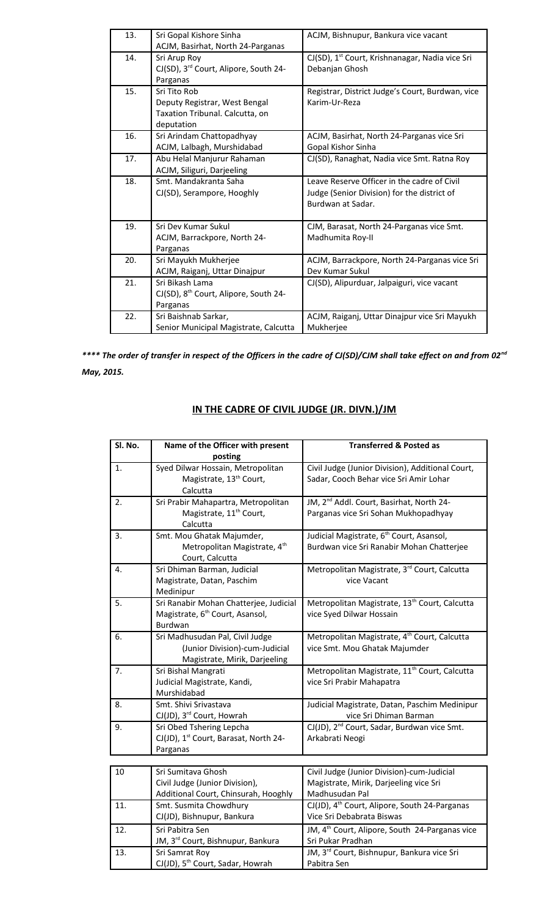| | | |
|---|---|---|
| 13. | Sri Gopal Kishore Sinha ACJM, Basirhat, North 24-Parganas | ACJM, Bishnupur, Bankura vice vacant |
| 14. | Sri Arup Roy CJ(SD), 3rd Court, Alipore, South 24-Parganas | CJ(SD), 1st Court, Krishnanagar, Nadia vice Sri Debanjan Ghosh |
| 15. | Sri Tito Rob Deputy Registrar, West Bengal Taxation Tribunal. Calcutta, on deputation | Registrar, District Judge's Court, Burdwan, vice Karim-Ur-Reza |
| 16. | Sri Arindam Chattopadhyay ACJM, Lalbagh, Murshidabad | ACJM, Basirhat, North 24-Parganas vice Sri Gopal Kishor Sinha |
| 17. | Abu Helal Manjurur Rahaman ACJM, Siliguri, Darjeeling | CJ(SD), Ranaghat, Nadia vice Smt. Ratna Roy |
| 18. | Smt. Mandakranta Saha CJ(SD), Serampore, Hooghly | Leave Reserve Officer in the cadre of Civil Judge (Senior Division) for the district of Burdwan at Sadar. |
| 19. | Sri Dev Kumar Sukul ACJM, Barrackpore, North 24-Parganas | CJM, Barasat, North 24-Parganas vice Smt. Madhumita Roy-II |
| 20. | Sri Mayukh Mukherjee ACJM, Raiganj, Uttar Dinajpur | ACJM, Barrackpore, North 24-Parganas vice Sri Dev Kumar Sukul |
| 21. | Sri Bikash Lama CJ(SD), 8th Court, Alipore, South 24-Parganas | CJ(SD), Alipurduar, Jalpaiguri, vice vacant |
| 22. | Sri Baishnab Sarkar, Senior Municipal Magistrate, Calcutta | ACJM, Raiganj, Uttar Dinajpur vice Sri Mayukh Mukherjee |

***\*\*\*\* The order of transfer in respect of the Officers in the cadre of CJ(SD)/CJM shall take effect on and from 02nd May, 2015.***

## IN THE CADRE OF CIVIL JUDGE (JR. DIVN.)/JM

| Sl. No. | Name of the Officer with present posting | Transferred & Posted as |
|---|---|---|
| 1. | Syed Dilwar Hossain, Metropolitan Magistrate, 13th Court, Calcutta | Civil Judge (Junior Division), Additional Court, Sadar, Cooch Behar vice Sri Amir Lohar |
| 2. | Sri Prabir Mahapartra, Metropolitan Magistrate, 11th Court, Calcutta | JM, 2nd Addl. Court, Basirhat, North 24-Parganas vice Sri Sohan Mukhopadhyay |
| 3. | Smt. Mou Ghatak Majumder, Metropolitan Magistrate, 4th Court, Calcutta | Judicial Magistrate, 6th Court, Asansol, Burdwan vice Sri Ranabir Mohan Chatterjee |
| 4. | Sri Dhiman Barman, Judicial Magistrate, Datan, Paschim Medinipur | Metropolitan Magistrate, 3rd Court, Calcutta vice Vacant |
| 5. | Sri Ranabir Mohan Chatterjee, Judicial Magistrate, 6th Court, Asansol, Burdwan | Metropolitan Magistrate, 13th Court, Calcutta vice Syed Dilwar Hossain |
| 6. | Sri Madhusudan Pal, Civil Judge (Junior Division)-cum-Judicial Magistrate, Mirik, Darjeeling | Metropolitan Magistrate, 4th Court, Calcutta vice Smt. Mou Ghatak Majumder |
| 7. | Sri Bishal Mangrati Judicial Magistrate, Kandi, Murshidabad | Metropolitan Magistrate, 11th Court, Calcutta vice Sri Prabir Mahapatra |
| 8. | Smt. Shivi Srivastava CJ(JD), 3rd Court, Howrah | Judicial Magistrate, Datan, Paschim Medinipur vice Sri Dhiman Barman |
| 9. | Sri Obed Tshering Lepcha CJ(JD), 1st Court, Barasat, North 24-Parganas | CJ(JD), 2nd Court, Sadar, Burdwan vice Smt. Arkabrati Neogi |
| 10 | Sri Sumitava Ghosh Civil Judge (Junior Division), Additional Court, Chinsurah, Hooghly | Civil Judge (Junior Division)-cum-Judicial Magistrate, Mirik, Darjeeling vice Sri Madhusudan Pal |
| 11. | Smt. Susmita Chowdhury CJ(JD), Bishnupur, Bankura | CJ(JD), 4th Court, Alipore, South 24-Parganas Vice Sri Debabrata Biswas |
| 12. | Sri Pabitra Sen JM, 3rd Court, Bishnupur, Bankura | JM, 4th Court, Alipore, South 24-Parganas vice Sri Pukar Pradhan |
| 13. | Sri Samrat Roy CJ(JD), 5th Court, Sadar, Howrah | JM, 3rd Court, Bishnupur, Bankura vice Sri Pabitra Sen |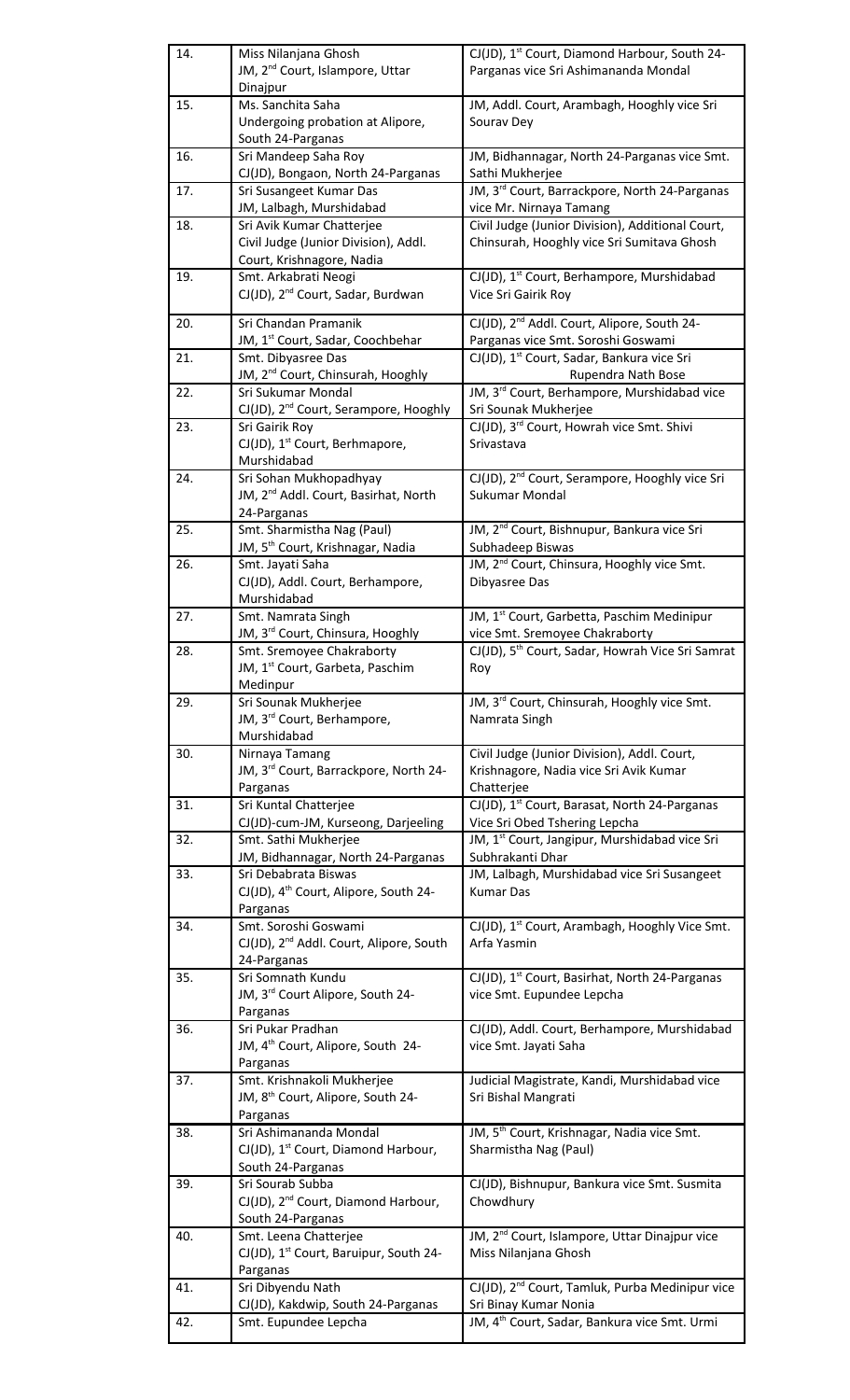| 14. | Miss Nilanjana Ghosh<br>JM, 2nd Court, Islampore, Uttar Dinajpur | CJ(JD), 1st Court, Diamond Harbour, South 24-Parganas vice Sri Ashimananda Mondal |
|---|---|---|
| 15. | Ms. Sanchita Saha<br>Undergoing probation at Alipore, South 24-Parganas | JM, Addl. Court, Arambagh, Hooghly vice Sri Sourav Dey |
| 16. | Sri Mandeep Saha Roy<br>CJ(JD), Bongaon, North 24-Parganas | JM, Bidhannagar, North 24-Parganas vice Smt. Sathi Mukherjee |
| 17. | Sri Susangeet Kumar Das<br>JM, Lalbagh, Murshidabad | JM, 3rd Court, Barrackpore, North 24-Parganas vice Mr. Nirnaya Tamang |
| 18. | Sri Avik Kumar Chatterjee<br>Civil Judge (Junior Division), Addl. Court, Krishnagore, Nadia | Civil Judge (Junior Division), Additional Court, Chinsurah, Hooghly vice Sri Sumitava Ghosh |
| 19. | Smt. Arkabrati Neogi<br>CJ(JD), 2nd Court, Sadar, Burdwan | CJ(JD), 1st Court, Berhampore, Murshidabad Vice Sri Gairik Roy |
| 20. | Sri Chandan Pramanik<br>JM, 1st Court, Sadar, Coochbehar | CJ(JD), 2nd Addl. Court, Alipore, South 24-Parganas vice Smt. Soroshi Goswami |
| 21. | Smt. Dibyasree Das<br>JM, 2nd Court, Chinsurah, Hooghly | CJ(JD), 1st Court, Sadar, Bankura vice Sri Rupendra Nath Bose |
| 22. | Sri Sukumar Mondal<br>CJ(JD), 2nd Court, Serampore, Hooghly | JM, 3rd Court, Berhampore, Murshidabad vice Sri Sounak Mukherjee |
| 23. | Sri Gairik Roy<br>CJ(JD), 1st Court, Berhmapore, Murshidabad | CJ(JD), 3rd Court, Howrah vice Smt. Shivi Srivastava |
| 24. | Sri Sohan Mukhopadhyay<br>JM, 2nd Addl. Court, Basirhat, North 24-Parganas | CJ(JD), 2nd Court, Serampore, Hooghly vice Sri Sukumar Mondal |
| 25. | Smt. Sharmistha Nag (Paul)<br>JM, 5th Court, Krishnagar, Nadia | JM, 2nd Court, Bishnupur, Bankura vice Sri Subhadeep Biswas |
| 26. | Smt. Jayati Saha<br>CJ(JD), Addl. Court, Berhampore, Murshidabad | JM, 2nd Court, Chinsura, Hooghly vice Smt. Dibyasree Das |
| 27. | Smt. Namrata Singh<br>JM, 3rd Court, Chinsura, Hooghly | JM, 1st Court, Garbetta, Paschim Medinipur vice Smt. Sremoyee Chakraborty |
| 28. | Smt. Sremoyee Chakraborty<br>JM, 1st Court, Garbeta, Paschim Medinpur | CJ(JD), 5th Court, Sadar, Howrah Vice Sri Samrat Roy |
| 29. | Sri Sounak Mukherjee<br>JM, 3rd Court, Berhampore, Murshidabad | JM, 3rd Court, Chinsurah, Hooghly vice Smt. Namrata Singh |
| 30. | Nirnaya Tamang<br>JM, 3rd Court, Barrackpore, North 24-Parganas | Civil Judge (Junior Division), Addl. Court, Krishnagore, Nadia vice Sri Avik Kumar Chatterjee |
| 31. | Sri Kuntal Chatterjee<br>CJ(JD)-cum-JM, Kurseong, Darjeeling | CJ(JD), 1st Court, Barasat, North 24-Parganas Vice Sri Obed Tshering Lepcha |
| 32. | Smt. Sathi Mukherjee<br>JM, Bidhannagar, North 24-Parganas | JM, 1st Court, Jangipur, Murshidabad vice Sri Subhrakanti Dhar |
| 33. | Sri Debabrata Biswas<br>CJ(JD), 4th Court, Alipore, South 24-Parganas | JM, Lalbagh, Murshidabad vice Sri Susangeet Kumar Das |
| 34. | Smt. Soroshi Goswami<br>CJ(JD), 2nd Addl. Court, Alipore, South 24-Parganas | CJ(JD), 1st Court, Arambagh, Hooghly Vice Smt. Arfa Yasmin |
| 35. | Sri Somnath Kundu<br>JM, 3rd Court Alipore, South 24-Parganas | CJ(JD), 1st Court, Basirhat, North 24-Parganas vice Smt. Eupundee Lepcha |
| 36. | Sri Pukar Pradhan<br>JM, 4th Court, Alipore, South 24-Parganas | CJ(JD), Addl. Court, Berhampore, Murshidabad vice Smt. Jayati Saha |
| 37. | Smt. Krishnakoli Mukherjee<br>JM, 8th Court, Alipore, South 24-Parganas | Judicial Magistrate, Kandi, Murshidabad vice Sri Bishal Mangrati |
| 38. | Sri Ashimananda Mondal<br>CJ(JD), 1st Court, Diamond Harbour, South 24-Parganas | JM, 5th Court, Krishnagar, Nadia vice Smt. Sharmistha Nag (Paul) |
| 39. | Sri Sourab Subba<br>CJ(JD), 2nd Court, Diamond Harbour, South 24-Parganas | CJ(JD), Bishnupur, Bankura vice Smt. Susmita Chowdhury |
| 40. | Smt. Leena Chatterjee<br>CJ(JD), 1st Court, Baruipur, South 24-Parganas | JM, 2nd Court, Islampore, Uttar Dinajpur vice Miss Nilanjana Ghosh |
| 41. | Sri Dibyendu Nath<br>CJ(JD), Kakdwip, South 24-Parganas | CJ(JD), 2nd Court, Tamluk, Purba Medinipur vice Sri Binay Kumar Nonia |
| 42. | Smt. Eupundee Lepcha | JM, 4th Court, Sadar, Bankura vice Smt. Urmi |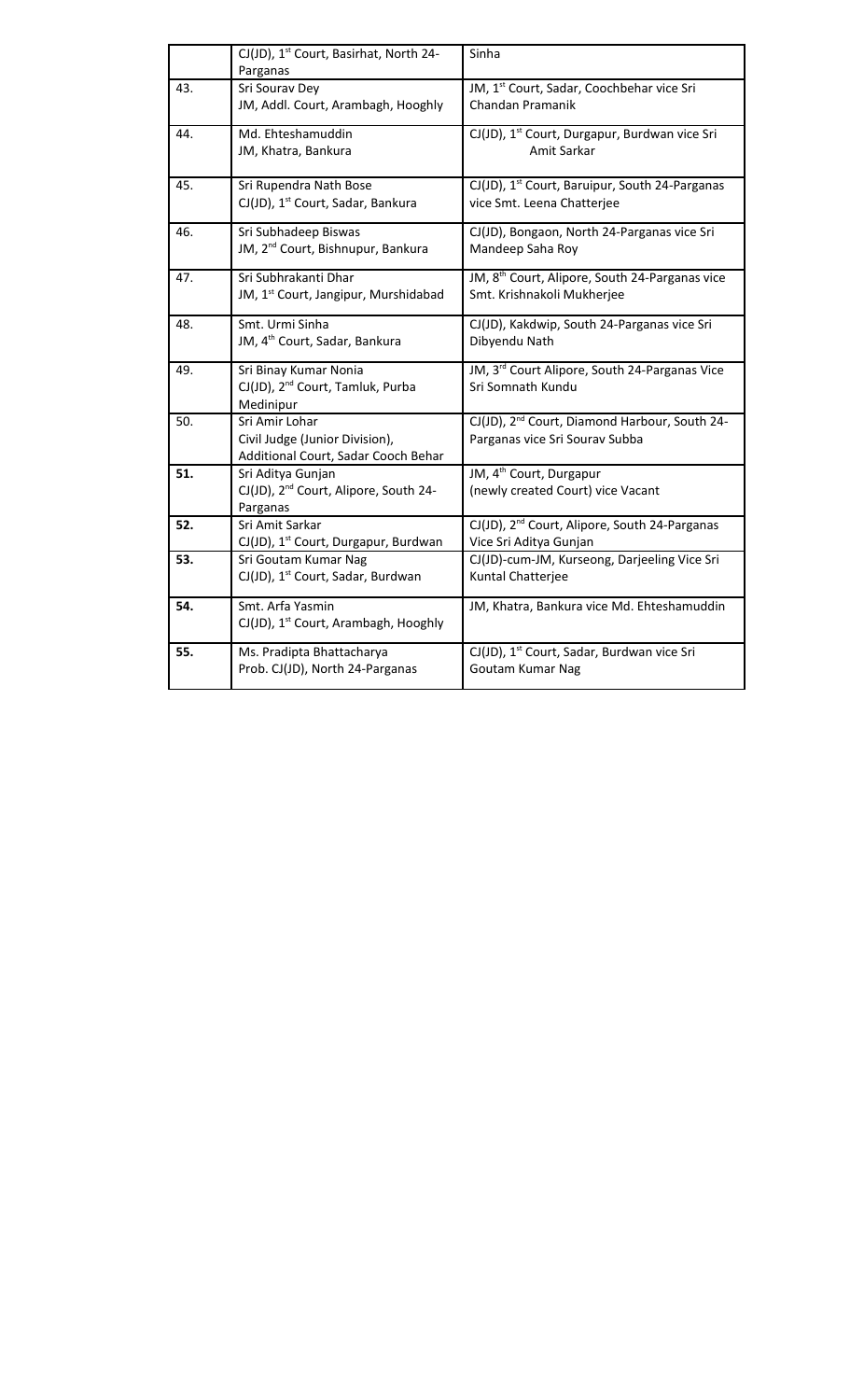| | | |
|---|---|---|
| | CJ(JD), 1st Court, Basirhat, North 24-Parganas | Sinha |
| 43. | Sri Sourav Dey<br>JM, Addl. Court, Arambagh, Hooghly | JM, 1st Court, Sadar, Coochbehar vice Sri Chandan Pramanik |
| 44. | Md. Ehteshamuddin<br>JM, Khatra, Bankura | CJ(JD), 1st Court, Durgapur, Burdwan vice Sri Amit Sarkar |
| 45. | Sri Rupendra Nath Bose<br>CJ(JD), 1st Court, Sadar, Bankura | CJ(JD), 1st Court, Baruipur, South 24-Parganas vice Smt. Leena Chatterjee |
| 46. | Sri Subhadeep Biswas<br>JM, 2nd Court, Bishnupur, Bankura | CJ(JD), Bongaon, North 24-Parganas vice Sri Mandeep Saha Roy |
| 47. | Sri Subhrakanti Dhar<br>JM, 1st Court, Jangipur, Murshidabad | JM, 8th Court, Alipore, South 24-Parganas vice Smt. Krishnakoli Mukherjee |
| 48. | Smt. Urmi Sinha<br>JM, 4th Court, Sadar, Bankura | CJ(JD), Kakdwip, South 24-Parganas vice Sri Dibyendu Nath |
| 49. | Sri Binay Kumar Nonia<br>CJ(JD), 2nd Court, Tamluk, Purba Medinipur | JM, 3rd Court Alipore, South 24-Parganas Vice Sri Somnath Kundu |
| 50. | Sri Amir Lohar<br>Civil Judge (Junior Division), Additional Court, Sadar Cooch Behar | CJ(JD), 2nd Court, Diamond Harbour, South 24-Parganas vice Sri Sourav Subba |
| **51.** | Sri Aditya Gunjan<br>CJ(JD), 2nd Court, Alipore, South 24-Parganas | JM, 4th Court, Durgapur<br>(newly created Court) vice Vacant |
| **52.** | Sri Amit Sarkar<br>CJ(JD), 1st Court, Durgapur, Burdwan | CJ(JD), 2nd Court, Alipore, South 24-Parganas Vice Sri Aditya Gunjan |
| **53.** | Sri Goutam Kumar Nag<br>CJ(JD), 1st Court, Sadar, Burdwan | CJ(JD)-cum-JM, Kurseong, Darjeeling Vice Sri Kuntal Chatterjee |
| **54.** | Smt. Arfa Yasmin<br>CJ(JD), 1st Court, Arambagh, Hooghly | JM, Khatra, Bankura vice Md. Ehteshamuddin |
| **55.** | Ms. Pradipta Bhattacharya<br>Prob. CJ(JD), North 24-Parganas | CJ(JD), 1st Court, Sadar, Burdwan vice Sri Goutam Kumar Nag |